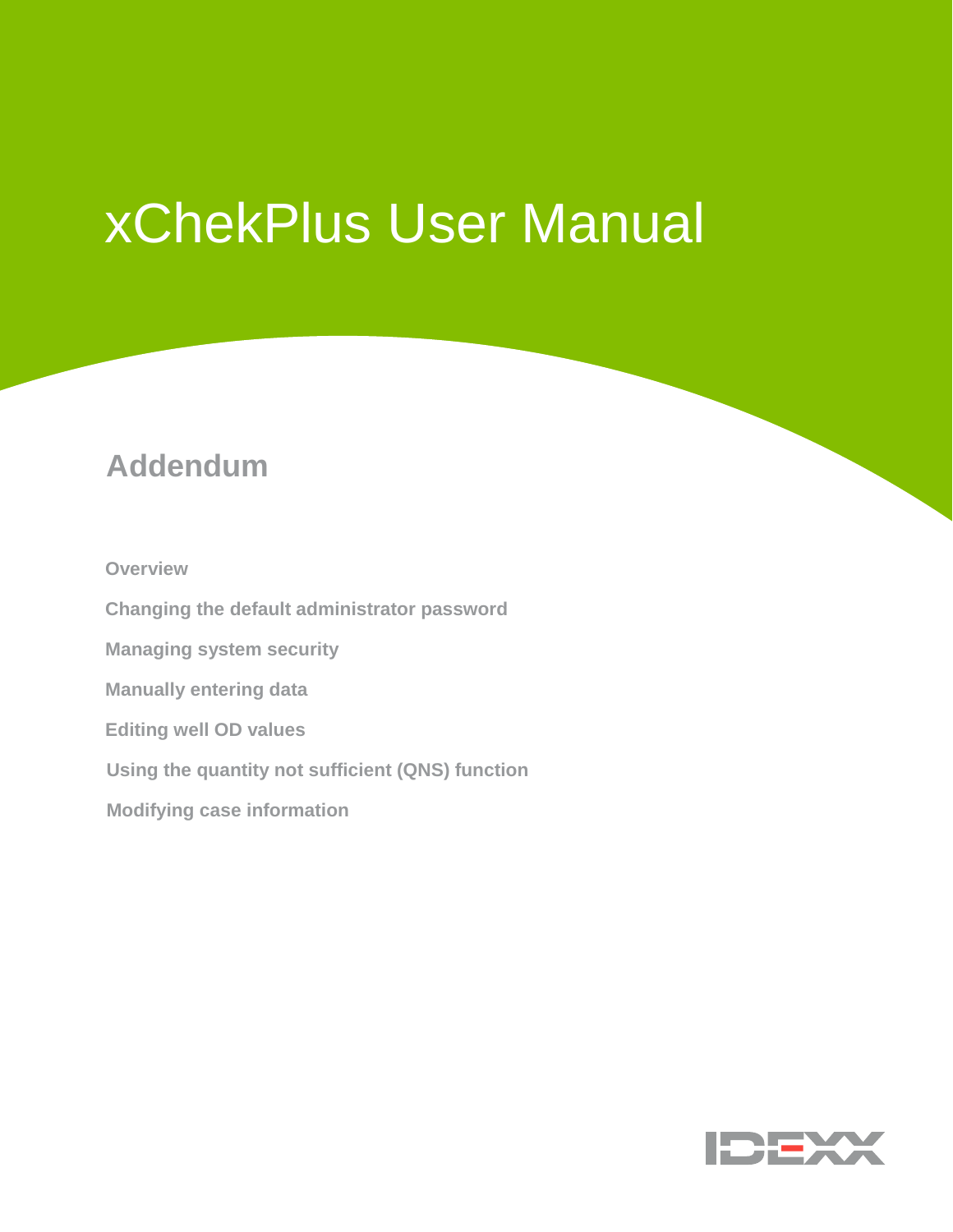# xChekPlus User Manual

## Addendum

Overview

Changing the default administrator password

Managing system security

Manually entering data

Editing well OD values

Using the quantity not sufficient (QNS) function

Modifying case information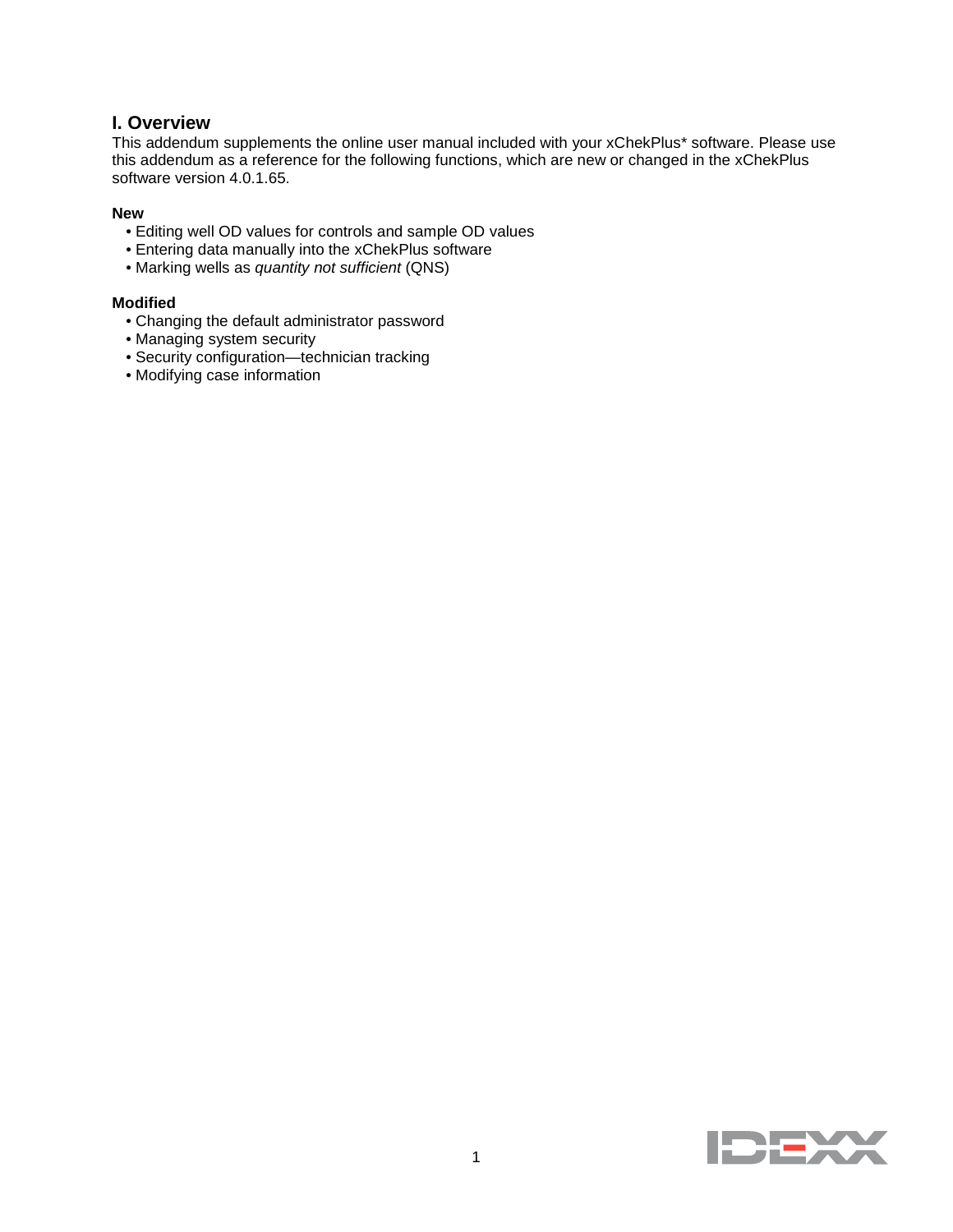## I. Overview

This addendum supplements the online user manual included with your xChekPlus* software. Please use this addendum as a reference for the following functions, which are new or changed in the xChekPlus software version 4.0.1.65.

**New**

- Editing well OD values for controls and sample OD values
- Entering data manually into the xChekPlus software
- Marking wells as *quantity not sufficient* (QNS)

**Modified**

- Changing the default administrator password
- Managing system security
- Security configuration—technician tracking
- Modifying case information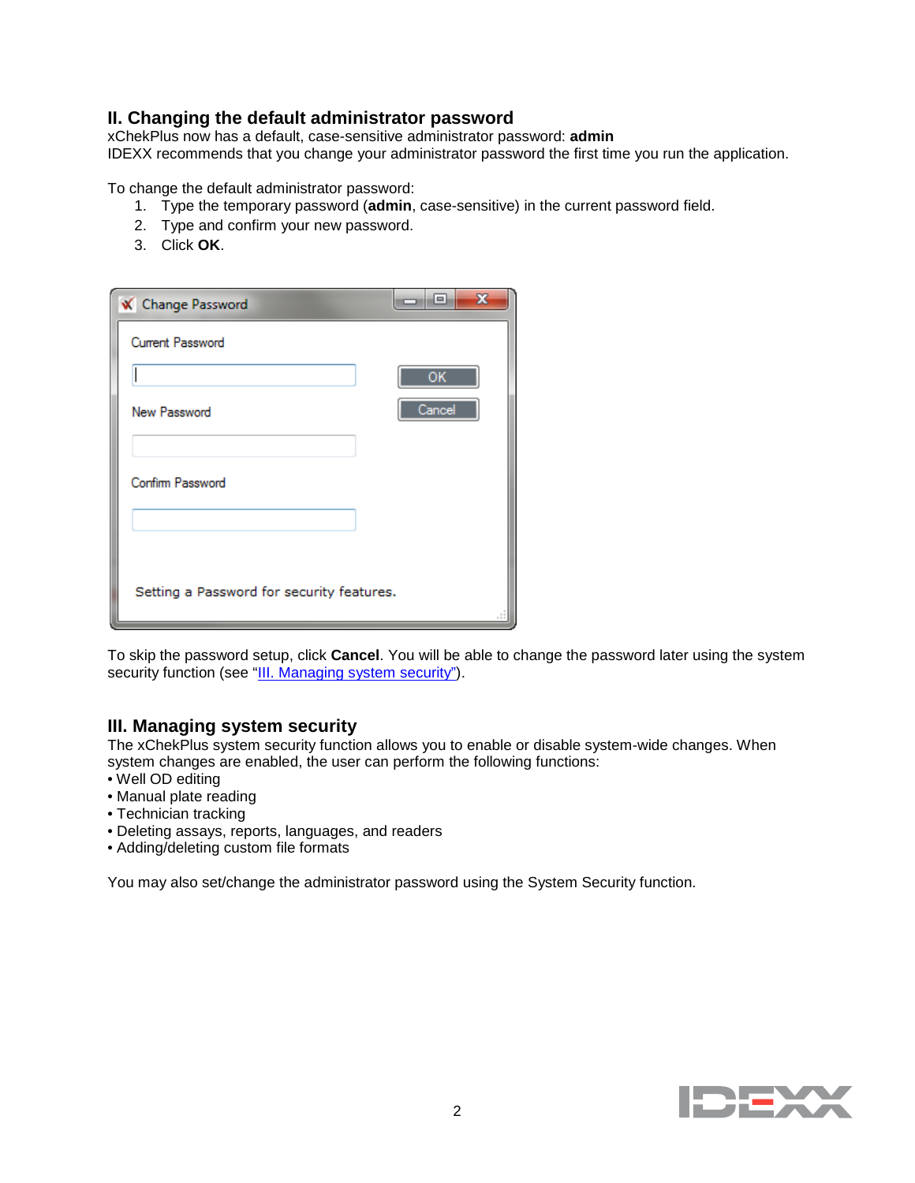## II. Changing the default administrator password

xChekPlus now has a default, case-sensitive administrator password: **admin**
IDEXX recommends that you change your administrator password the first time you run the application.

To change the default administrator password:

1. Type the temporary password (**admin**, case-sensitive) in the current password field.
2. Type and confirm your new password.
3. Click **OK**.

To skip the password setup, click **Cancel**. You will be able to change the password later using the system security function (see "III. Managing system security").

## III. Managing system security

The xChekPlus system security function allows you to enable or disable system-wide changes. When system changes are enabled, the user can perform the following functions:

- Well OD editing
- Manual plate reading
- Technician tracking
- Deleting assays, reports, languages, and readers
- Adding/deleting custom file formats

You may also set/change the administrator password using the System Security function.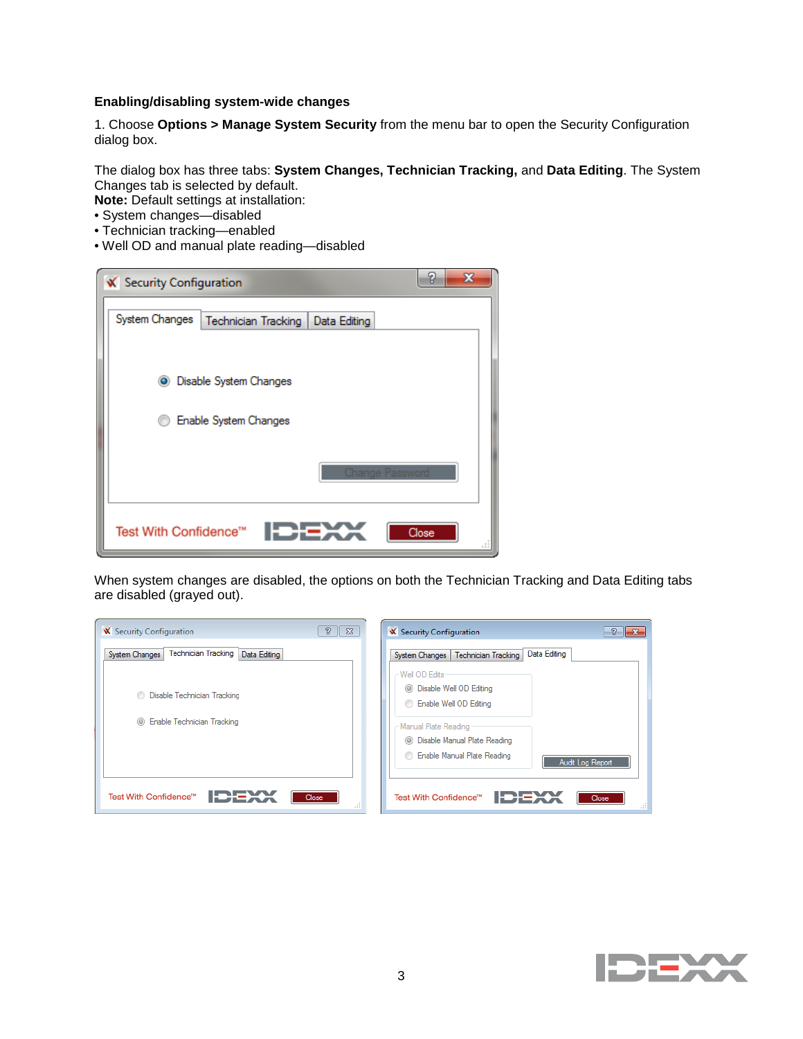### Enabling/disabling system-wide changes

1. Choose **Options > Manage System Security** from the menu bar to open the Security Configuration dialog box.

The dialog box has three tabs: **System Changes, Technician Tracking,** and **Data Editing**. The System Changes tab is selected by default.

**Note:** Default settings at installation:

- System changes—disabled
- Technician tracking—enabled
- Well OD and manual plate reading—disabled

When system changes are disabled, the options on both the Technician Tracking and Data Editing tabs are disabled (grayed out).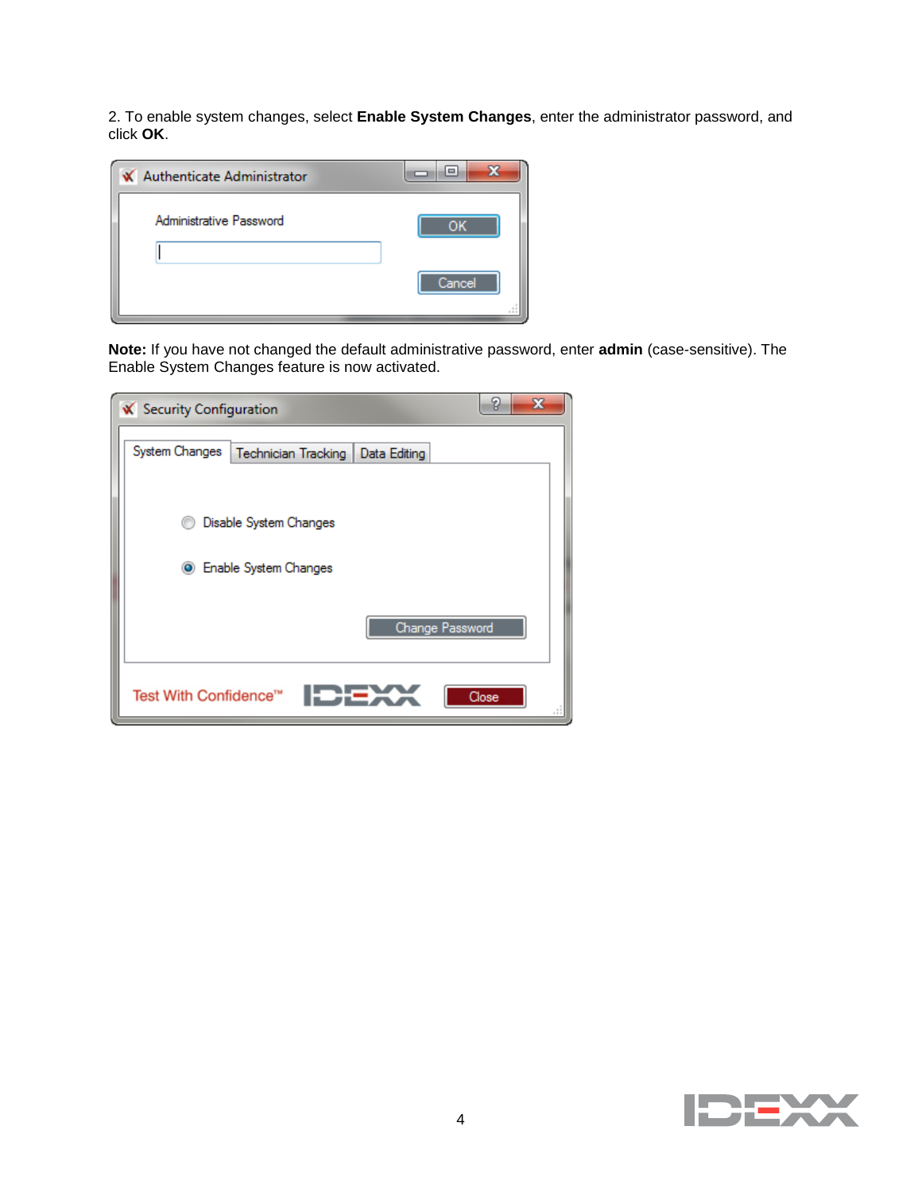2. To enable system changes, select **Enable System Changes**, enter the administrator password, and click **OK**.

**Note:** If you have not changed the default administrative password, enter **admin** (case-sensitive). The Enable System Changes feature is now activated.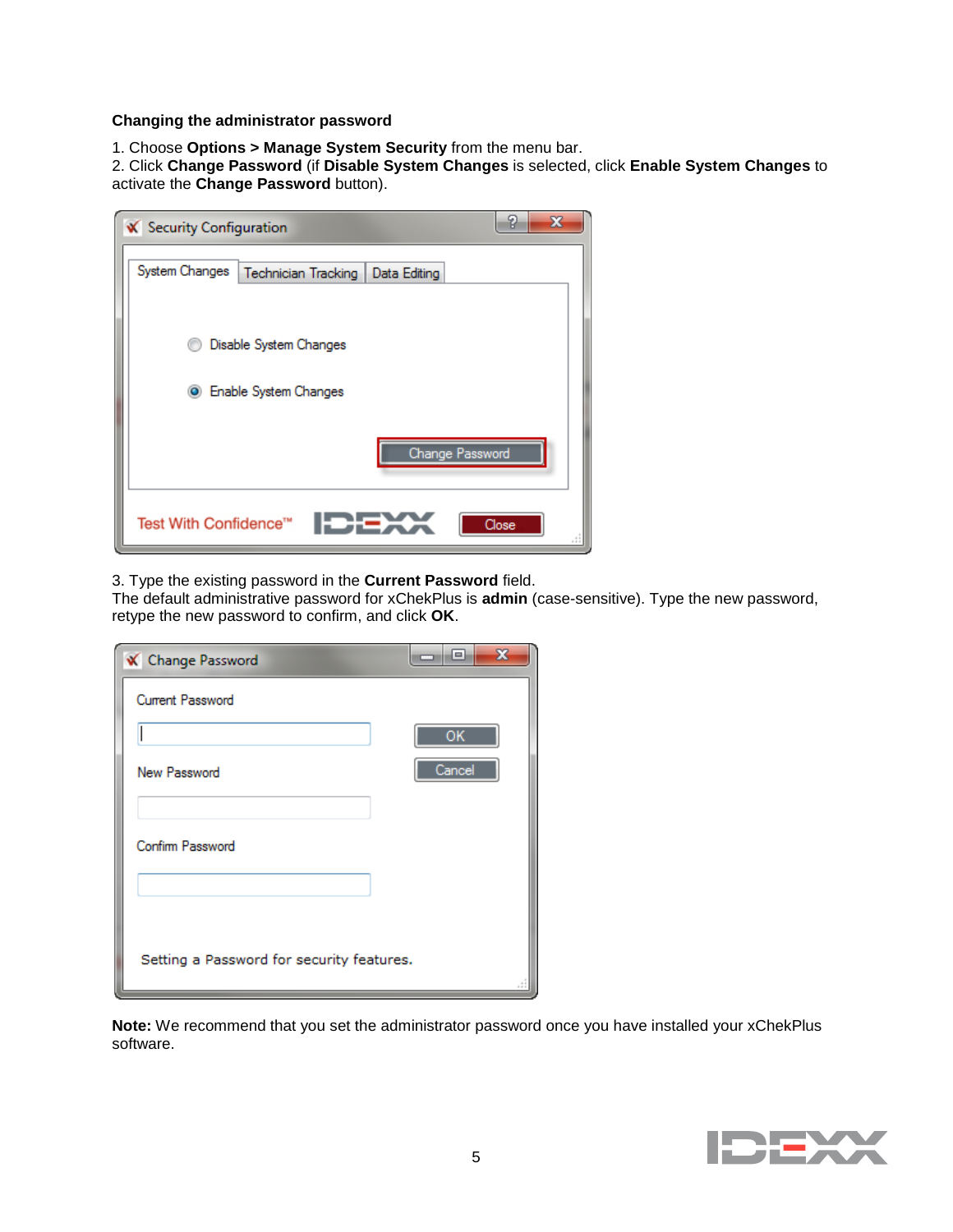### Changing the administrator password

1. Choose **Options > Manage System Security** from the menu bar.
2. Click **Change Password** (if **Disable System Changes** is selected, click **Enable System Changes** to activate the **Change Password** button).

3. Type the existing password in the **Current Password** field.
The default administrative password for xChekPlus is **admin** (case-sensitive). Type the new password, retype the new password to confirm, and click **OK**.

**Note:** We recommend that you set the administrator password once you have installed your xChekPlus software.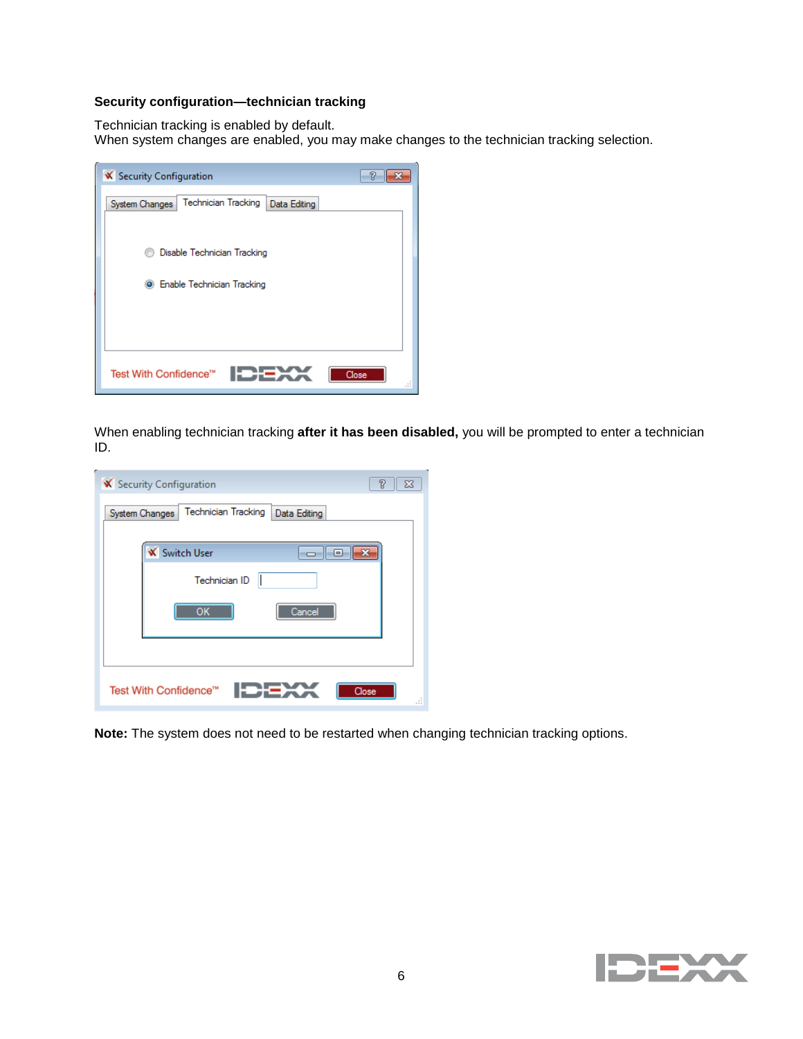### Security configuration—technician tracking

Technician tracking is enabled by default.
When system changes are enabled, you may make changes to the technician tracking selection.

When enabling technician tracking **after it has been disabled,** you will be prompted to enter a technician ID.

**Note:** The system does not need to be restarted when changing technician tracking options.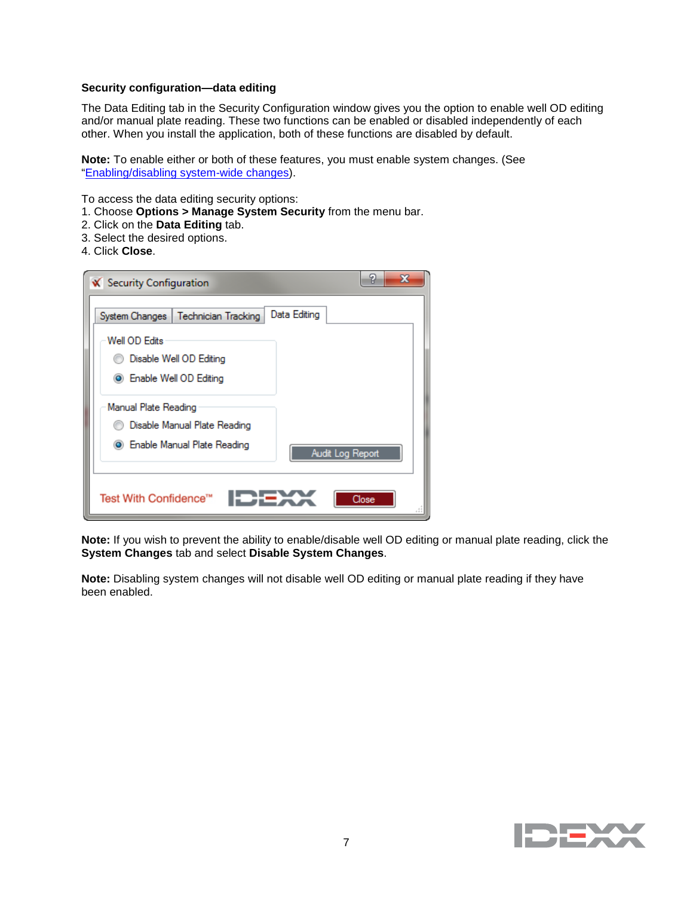### Security configuration—data editing

The Data Editing tab in the Security Configuration window gives you the option to enable well OD editing and/or manual plate reading. These two functions can be enabled or disabled independently of each other. When you install the application, both of these functions are disabled by default.

**Note:** To enable either or both of these features, you must enable system changes. (See "Enabling/disabling system-wide changes").

To access the data editing security options:

1. Choose **Options > Manage System Security** from the menu bar.
2. Click on the **Data Editing** tab.
3. Select the desired options.
4. Click **Close**.

**Note:** If you wish to prevent the ability to enable/disable well OD editing or manual plate reading, click the **System Changes** tab and select **Disable System Changes**.

**Note:** Disabling system changes will not disable well OD editing or manual plate reading if they have been enabled.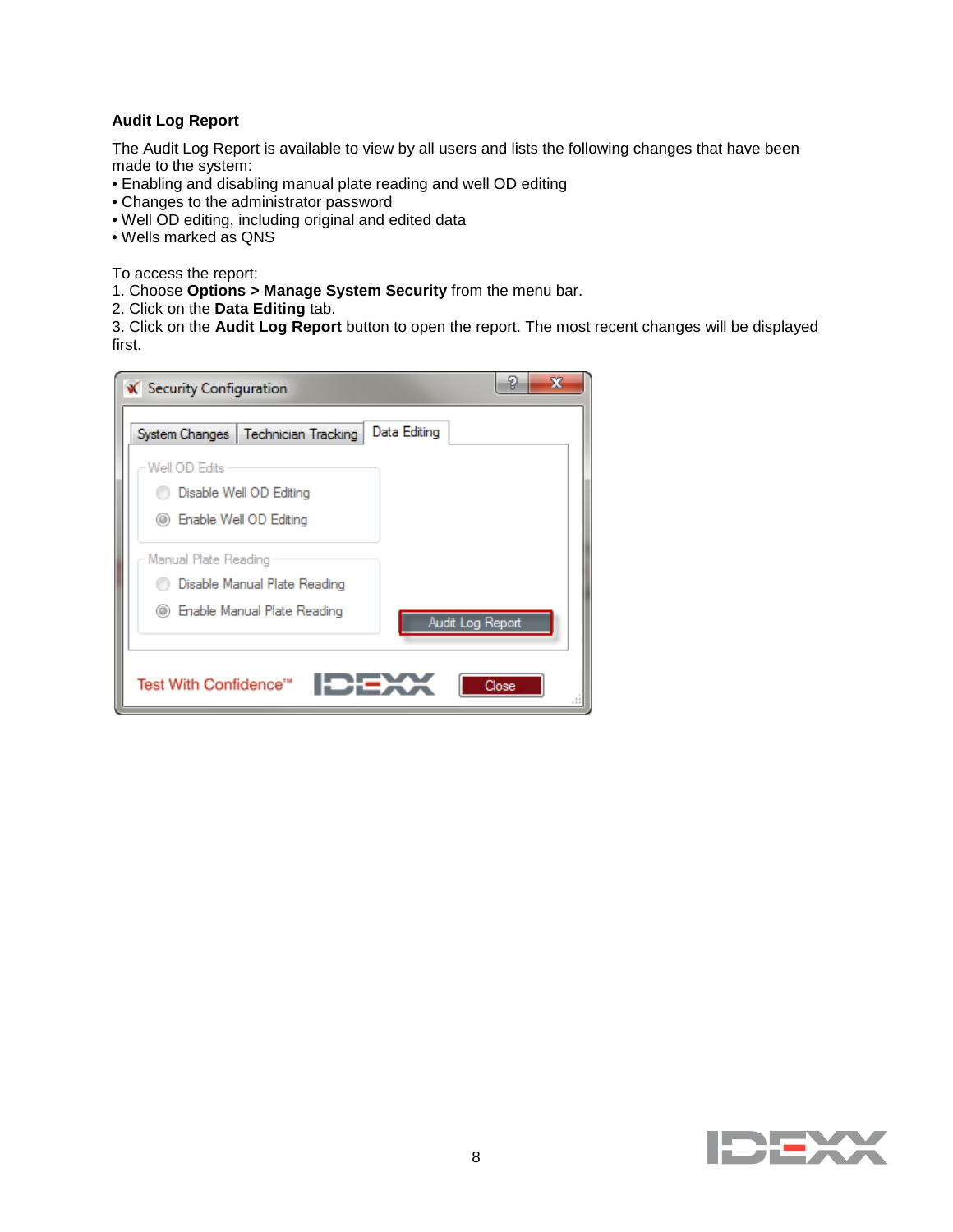**Audit Log Report**

The Audit Log Report is available to view by all users and lists the following changes that have been made to the system:

- Enabling and disabling manual plate reading and well OD editing
- Changes to the administrator password
- Well OD editing, including original and edited data
- Wells marked as QNS

To access the report:

1. Choose **Options > Manage System Security** from the menu bar.
2. Click on the **Data Editing** tab.
3. Click on the **Audit Log Report** button to open the report. The most recent changes will be displayed first.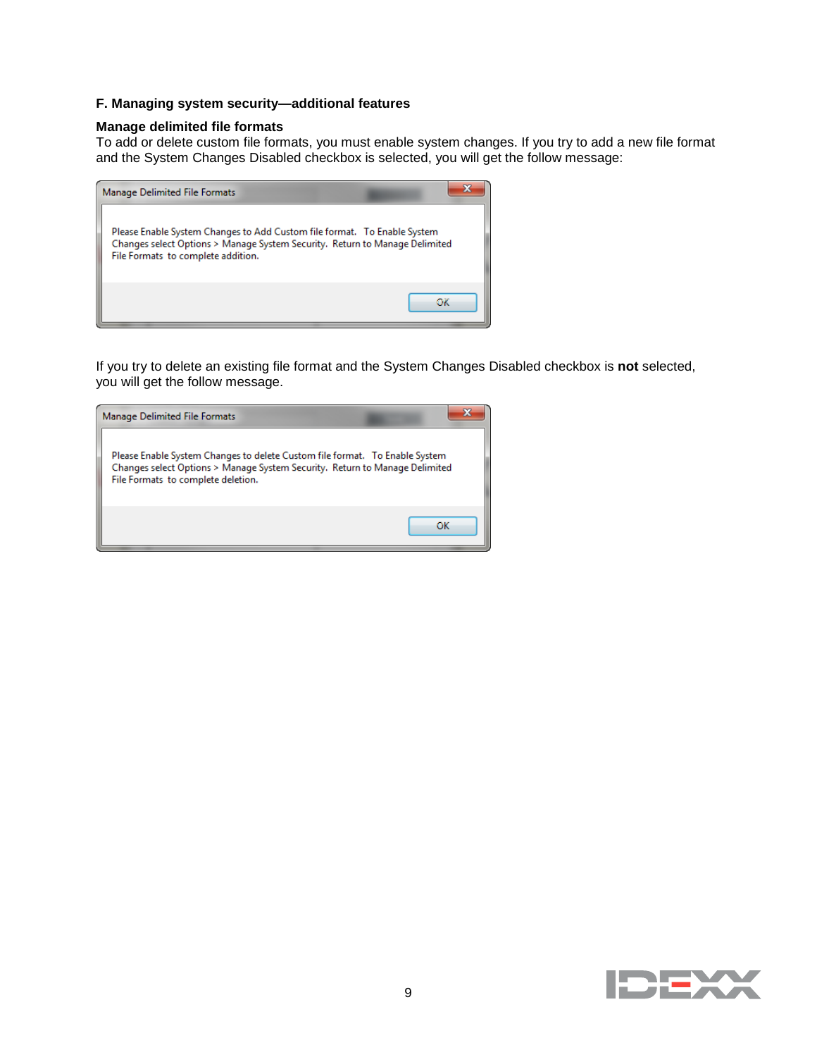### F. Managing system security—additional features

**Manage delimited file formats**

To add or delete custom file formats, you must enable system changes. If you try to add a new file format and the System Changes Disabled checkbox is selected, you will get the follow message:

Manage Delimited File Formats

Please Enable System Changes to Add Custom file format. To Enable System Changes select Options > Manage System Security. Return to Manage Delimited File Formats to complete addition.

OK

If you try to delete an existing file format and the System Changes Disabled checkbox is **not** selected, you will get the follow message.

Manage Delimited File Formats

Please Enable System Changes to delete Custom file format. To Enable System Changes select Options > Manage System Security. Return to Manage Delimited File Formats to complete deletion.

OK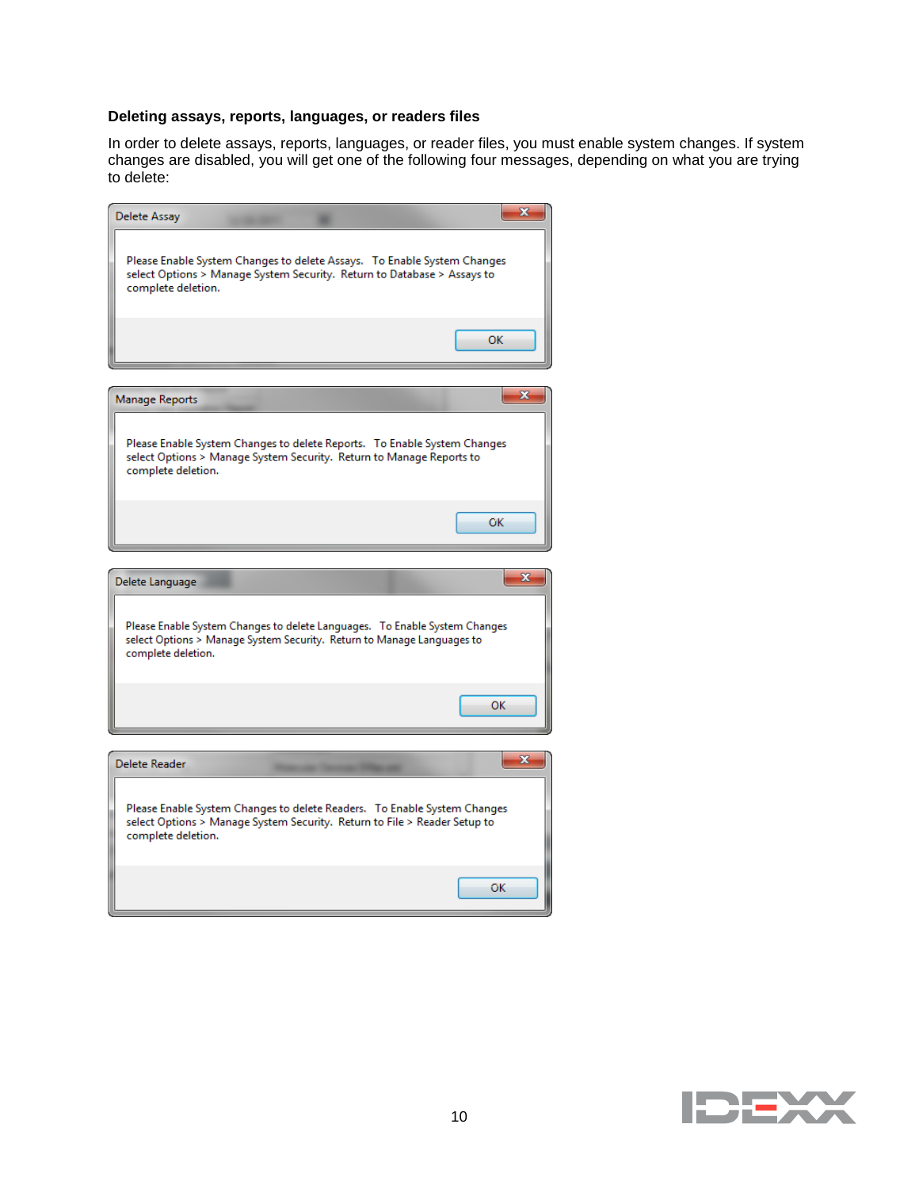### Deleting assays, reports, languages, or readers files

In order to delete assays, reports, languages, or reader files, you must enable system changes. If system changes are disabled, you will get one of the following four messages, depending on what you are trying to delete:

**Delete Assay**

Please Enable System Changes to delete Assays. To Enable System Changes select Options > Manage System Security. Return to Database > Assays to complete deletion.

OK

**Manage Reports**

Please Enable System Changes to delete Reports. To Enable System Changes select Options > Manage System Security. Return to Manage Reports to complete deletion.

OK

**Delete Language**

Please Enable System Changes to delete Languages. To Enable System Changes select Options > Manage System Security. Return to Manage Languages to complete deletion.

OK

**Delete Reader**

Please Enable System Changes to delete Readers. To Enable System Changes select Options > Manage System Security. Return to File > Reader Setup to complete deletion.

OK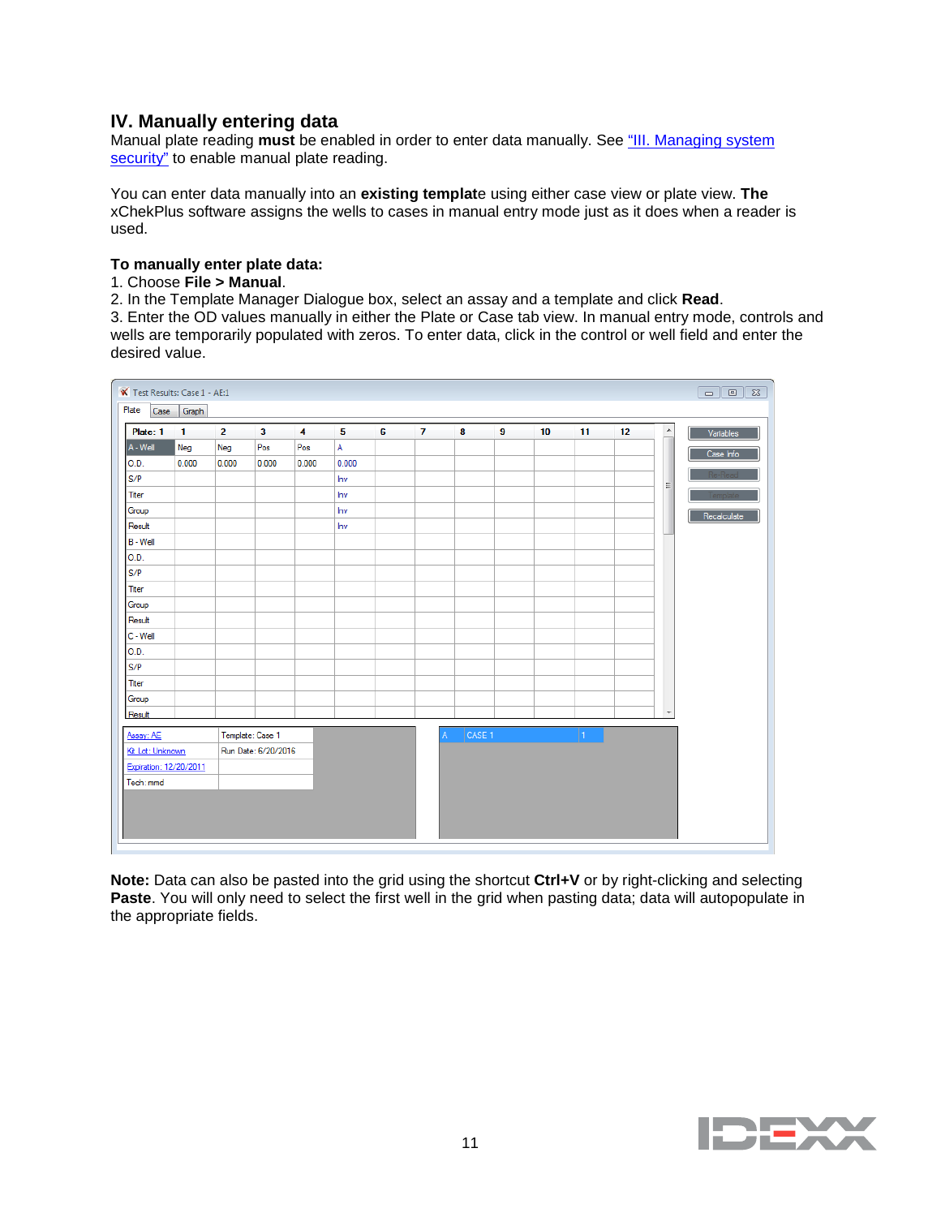## IV. Manually entering data

Manual plate reading **must** be enabled in order to enter data manually. See "III. Managing system security" to enable manual plate reading.

You can enter data manually into an **existing template** using either case view or plate view. **The** xChekPlus software assigns the wells to cases in manual entry mode just as it does when a reader is used.

**To manually enter plate data:**

1. Choose **File > Manual**.
2. In the Template Manager Dialogue box, select an assay and a template and click **Read**.
3. Enter the OD values manually in either the Plate or Case tab view. In manual entry mode, controls and wells are temporarily populated with zeros. To enter data, click in the control or well field and enter the desired value.

**Note:** Data can also be pasted into the grid using the shortcut **Ctrl+V** or by right-clicking and selecting **Paste**. You will only need to select the first well in the grid when pasting data; data will autopopulate in the appropriate fields.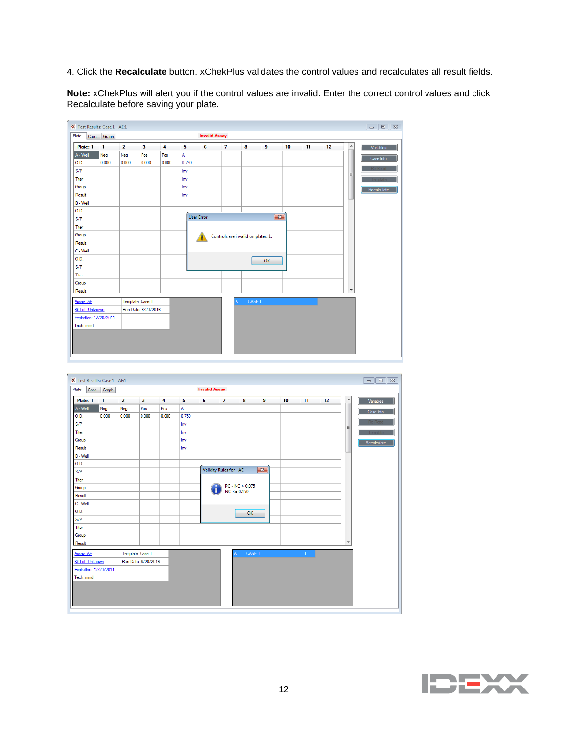4. Click the **Recalculate** button. xChekPlus validates the control values and recalculates all result fields.

**Note:** xChekPlus will alert you if the control values are invalid. Enter the correct control values and click Recalculate before saving your plate.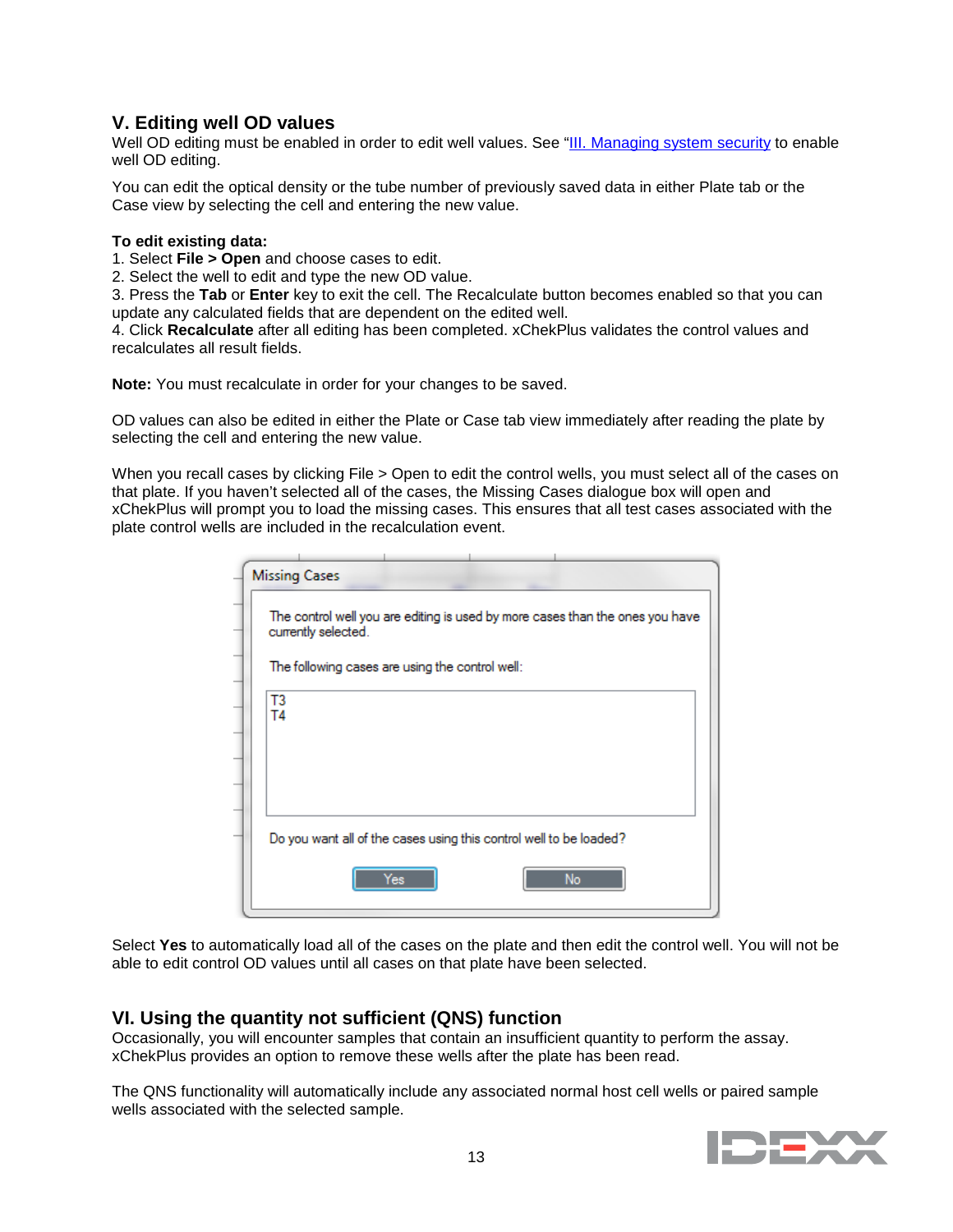## V. Editing well OD values

Well OD editing must be enabled in order to edit well values. See "III. Managing system security to enable well OD editing.

You can edit the optical density or the tube number of previously saved data in either Plate tab or the Case view by selecting the cell and entering the new value.

**To edit existing data:**

1. Select **File > Open** and choose cases to edit.
2. Select the well to edit and type the new OD value.
3. Press the **Tab** or **Enter** key to exit the cell. The Recalculate button becomes enabled so that you can update any calculated fields that are dependent on the edited well.
4. Click **Recalculate** after all editing has been completed. xChekPlus validates the control values and recalculates all result fields.

**Note:** You must recalculate in order for your changes to be saved.

OD values can also be edited in either the Plate or Case tab view immediately after reading the plate by selecting the cell and entering the new value.

When you recall cases by clicking File > Open to edit the control wells, you must select all of the cases on that plate. If you haven't selected all of the cases, the Missing Cases dialogue box will open and xChekPlus will prompt you to load the missing cases. This ensures that all test cases associated with the plate control wells are included in the recalculation event.

Missing Cases

The control well you are editing is used by more cases than the ones you have currently selected.

The following cases are using the control well:

T3
T4

Do you want all of the cases using this control well to be loaded?

Yes No

Select **Yes** to automatically load all of the cases on the plate and then edit the control well. You will not be able to edit control OD values until all cases on that plate have been selected.

## VI. Using the quantity not sufficient (QNS) function

Occasionally, you will encounter samples that contain an insufficient quantity to perform the assay. xChekPlus provides an option to remove these wells after the plate has been read.

The QNS functionality will automatically include any associated normal host cell wells or paired sample wells associated with the selected sample.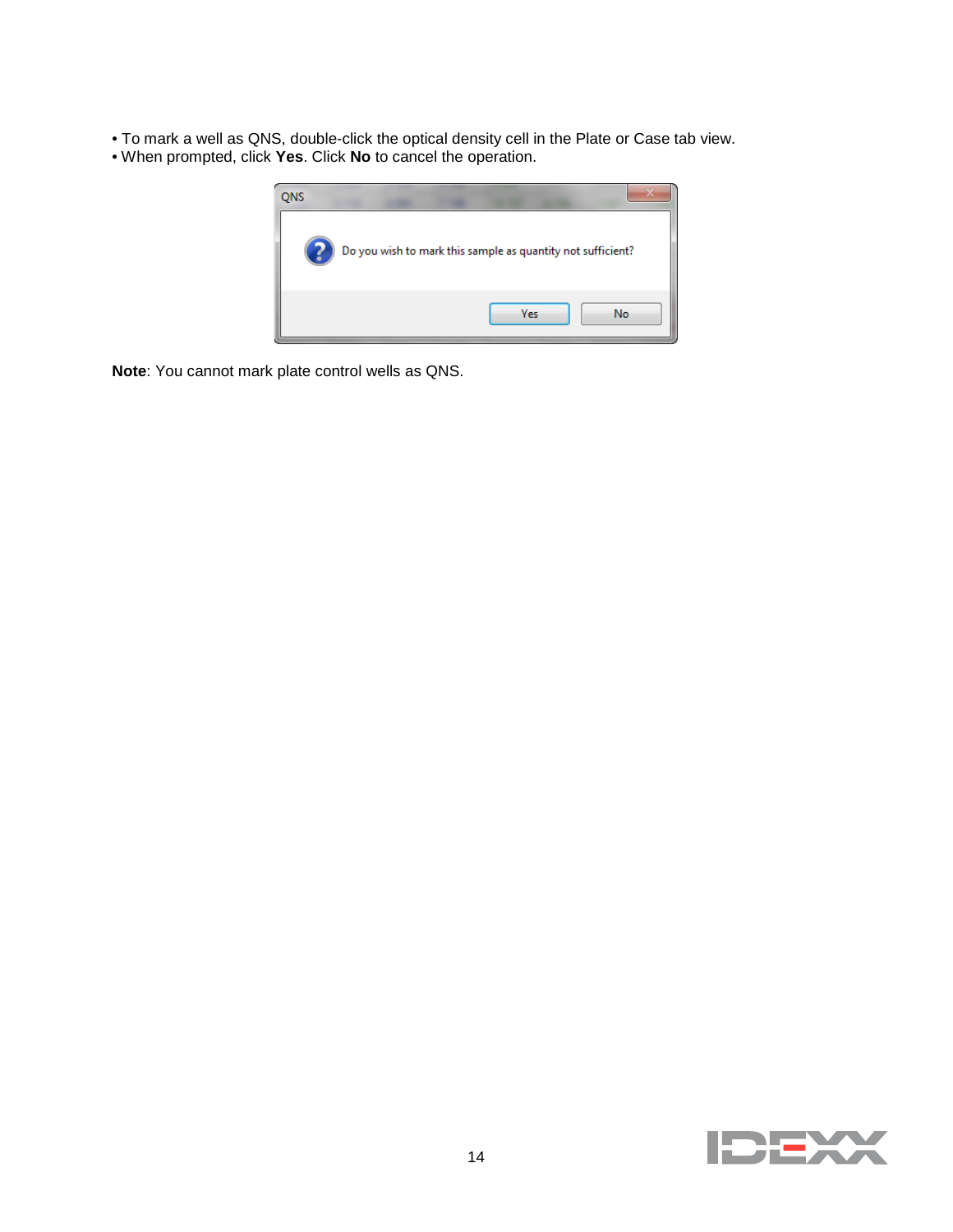- To mark a well as QNS, double-click the optical density cell in the Plate or Case tab view.
- When prompted, click **Yes**. Click **No** to cancel the operation.

**Note**: You cannot mark plate control wells as QNS.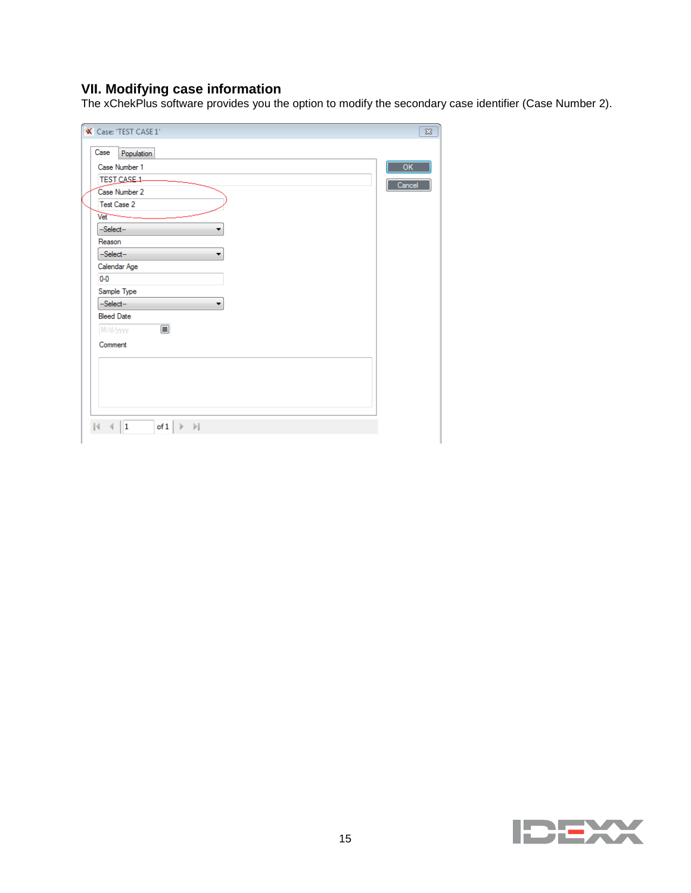## VII. Modifying case information

The xChekPlus software provides you the option to modify the secondary case identifier (Case Number 2).

Case: 'TEST CASE 1'

Case | Population

Case Number 1

TEST CASE 1

Case Number 2

Test Case 2

Vet

--Select--

Reason

--Select--

Calendar Age

0-0

Sample Type

--Select--

Bleed Date

M/d/yyyy

Comment

OK

Cancel

1 of 1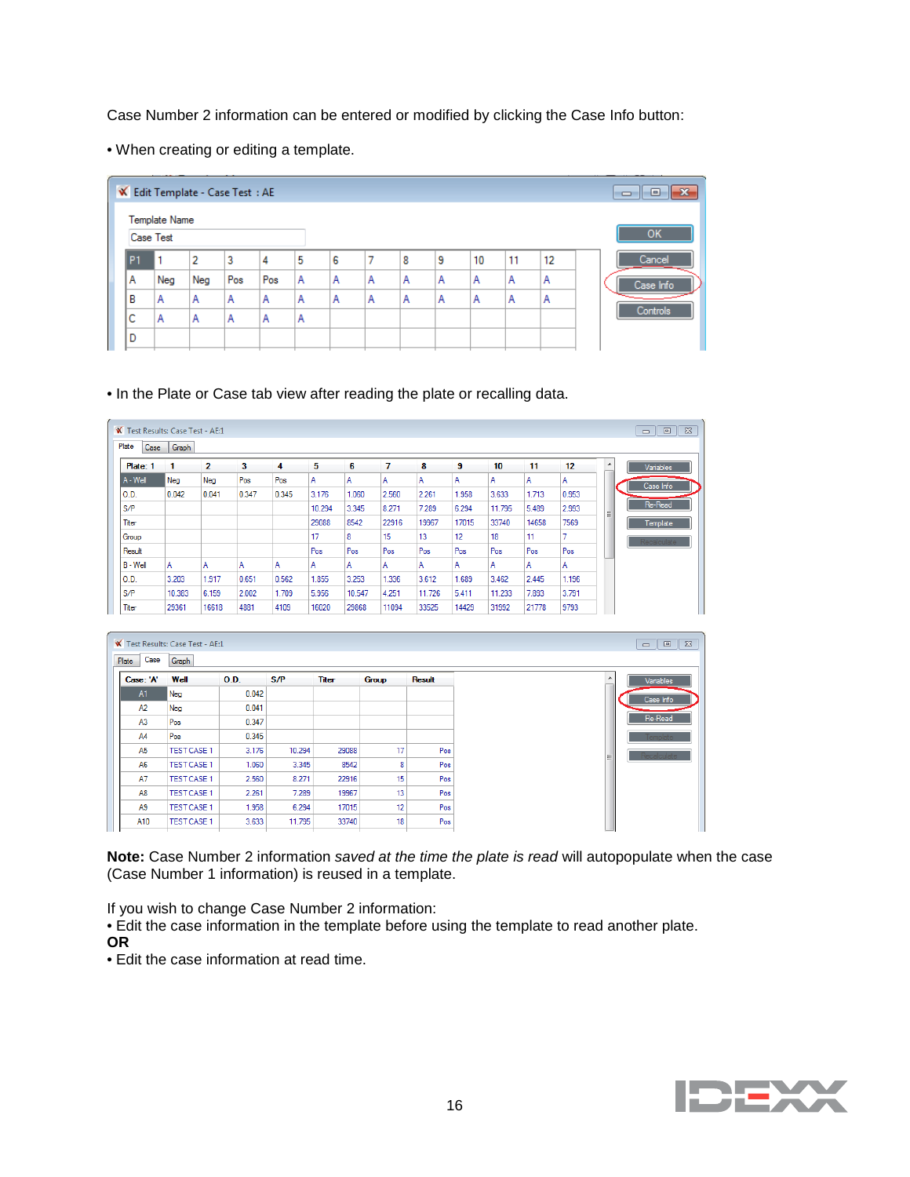Case Number 2 information can be entered or modified by clicking the Case Info button:

- When creating or editing a template.

- In the Plate or Case tab view after reading the plate or recalling data.

**Note:** Case Number 2 information *saved at the time the plate is read* will autopopulate when the case (Case Number 1 information) is reused in a template.

If you wish to change Case Number 2 information:
- Edit the case information in the template before using the template to read another plate.

**OR**
- Edit the case information at read time.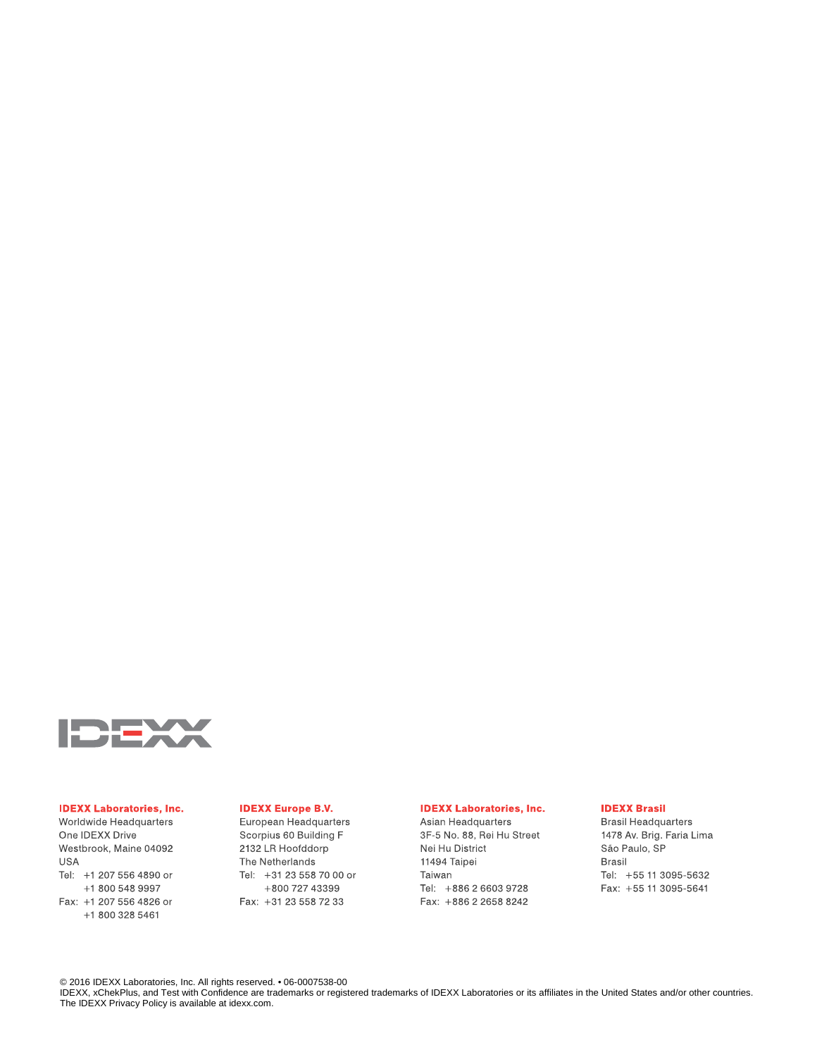IDEXX

**IDEXX Laboratories, Inc.**
Worldwide Headquarters
One IDEXX Drive
Westbrook, Maine 04092
USA
Tel: +1 207 556 4890 or
+1 800 548 9997
Fax: +1 207 556 4826 or
+1 800 328 5461

**IDEXX Europe B.V.**
European Headquarters
Scorpius 60 Building F
2132 LR Hoofddorp
The Netherlands
Tel: +31 23 558 70 00 or
+800 727 43399
Fax: +31 23 558 72 33

**IDEXX Laboratories, Inc.**
Asian Headquarters
3F-5 No. 88, Rei Hu Street
Nei Hu District
11494 Taipei
Taiwan
Tel: +886 2 6603 9728
Fax: +886 2 2658 8242

**IDEXX Brasil**
Brasil Headquarters
1478 Av. Brig. Faria Lima
São Paulo, SP
Brasil
Tel: +55 11 3095-5632
Fax: +55 11 3095-5641

© 2016 IDEXX Laboratories, Inc. All rights reserved. • 06-0007538-00
IDEXX, xChekPlus, and Test with Confidence are trademarks or registered trademarks of IDEXX Laboratories or its affiliates in the United States and/or other countries.
The IDEXX Privacy Policy is available at idexx.com.